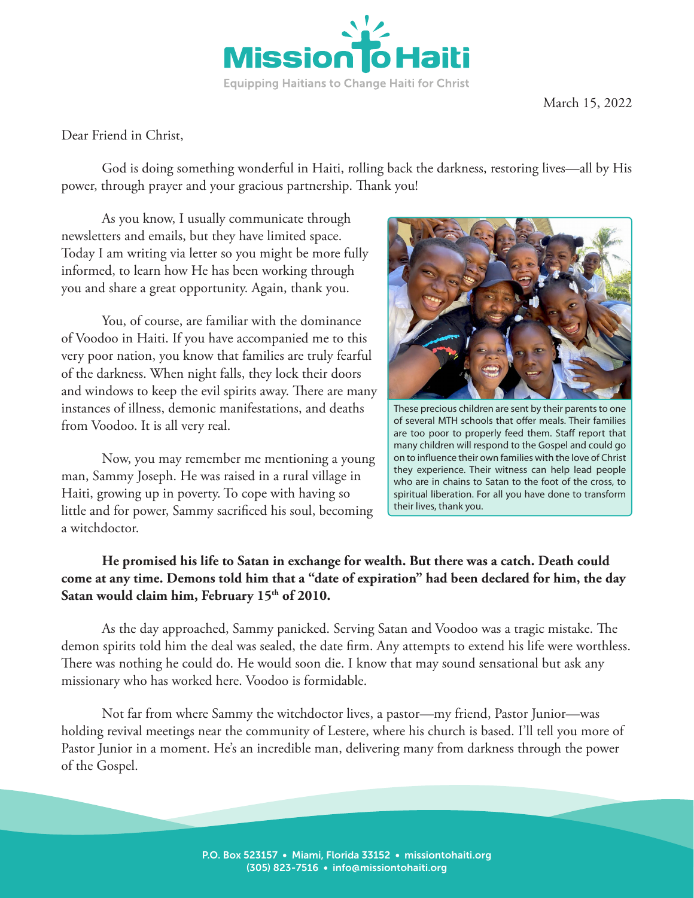Mission To Haiti

Equipping Haitians to Change Haiti for Christ

March 15, 2022

Dear Friend in Christ,

God is doing something wonderful in Haiti, rolling back the darkness, restoring lives—all by His power, through prayer and your gracious partnership. Thank you!

As you know, I usually communicate through newsletters and emails, but they have limited space. Today I am writing via letter so you might be more fully informed, to learn how He has been working through you and share a great opportunity. Again, thank you.

You, of course, are familiar with the dominance of Voodoo in Haiti. If you have accompanied me to this very poor nation, you know that families are truly fearful of the darkness. When night falls, they lock their doors and windows to keep the evil spirits away. There are many instances of illness, demonic manifestations, and deaths from Voodoo. It is all very real.

These precious children are sent by their parents to one of several MTH schools that offer meals. Their families are too poor to properly feed them. Staff report that many children will respond to the Gospel and could go on to influence their own families with the love of Christ they experience. Their witness can help lead people who are in chains to Satan to the foot of the cross, to spiritual liberation. For all you have done to transform their lives, thank you.

Now, you may remember me mentioning a young man, Sammy Joseph. He was raised in a rural village in Haiti, growing up in poverty. To cope with having so little and for power, Sammy sacrificed his soul, becoming a witchdoctor.

**He promised his life to Satan in exchange for wealth. But there was a catch. Death could come at any time. Demons told him that a "date of expiration" had been declared for him, the day Satan would claim him, February 15th of 2010.**

As the day approached, Sammy panicked. Serving Satan and Voodoo was a tragic mistake. The demon spirits told him the deal was sealed, the date firm. Any attempts to extend his life were worthless. There was nothing he could do. He would soon die. I know that may sound sensational but ask any missionary who has worked here. Voodoo is formidable.

Not far from where Sammy the witchdoctor lives, a pastor—my friend, Pastor Junior—was holding revival meetings near the community of Lestere, where his church is based. I'll tell you more of Pastor Junior in a moment. He's an incredible man, delivering many from darkness through the power of the Gospel.

P.O. Box 523157 • Miami, Florida 33152 • missiontohaiti.org
(305) 823-7516 • info@missiontohaiti.org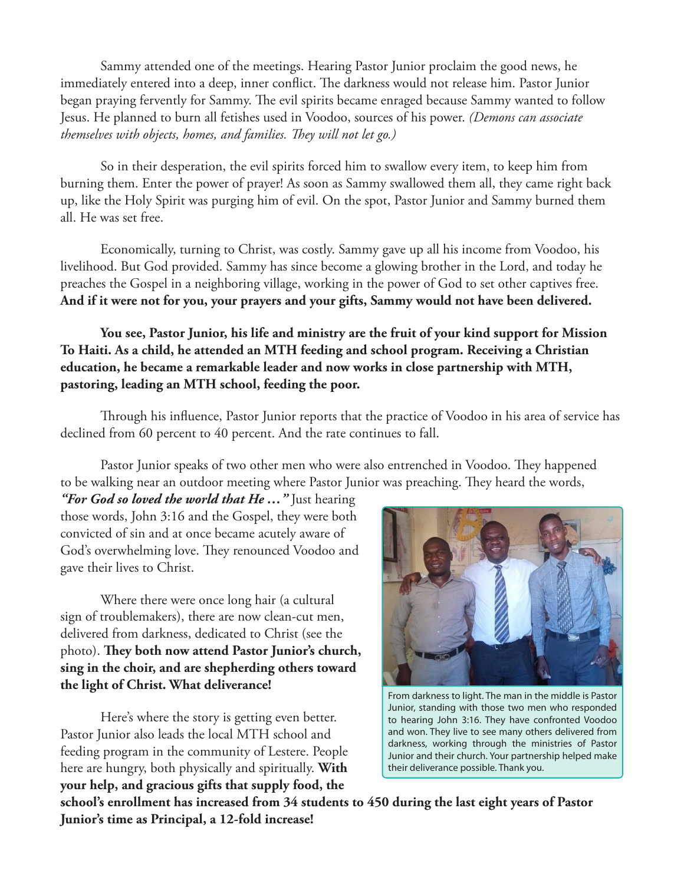Sammy attended one of the meetings. Hearing Pastor Junior proclaim the good news, he immediately entered into a deep, inner conflict. The darkness would not release him. Pastor Junior began praying fervently for Sammy. The evil spirits became enraged because Sammy wanted to follow Jesus. He planned to burn all fetishes used in Voodoo, sources of his power. *(Demons can associate themselves with objects, homes, and families. They will not let go.)*

So in their desperation, the evil spirits forced him to swallow every item, to keep him from burning them. Enter the power of prayer! As soon as Sammy swallowed them all, they came right back up, like the Holy Spirit was purging him of evil. On the spot, Pastor Junior and Sammy burned them all. He was set free.

Economically, turning to Christ, was costly. Sammy gave up all his income from Voodoo, his livelihood. But God provided. Sammy has since become a glowing brother in the Lord, and today he preaches the Gospel in a neighboring village, working in the power of God to set other captives free. **And if it were not for you, your prayers and your gifts, Sammy would not have been delivered.**

**You see, Pastor Junior, his life and ministry are the fruit of your kind support for Mission To Haiti. As a child, he attended an MTH feeding and school program. Receiving a Christian education, he became a remarkable leader and now works in close partnership with MTH, pastoring, leading an MTH school, feeding the poor.**

Through his influence, Pastor Junior reports that the practice of Voodoo in his area of service has declined from 60 percent to 40 percent. And the rate continues to fall.

Pastor Junior speaks of two other men who were also entrenched in Voodoo. They happened to be walking near an outdoor meeting where Pastor Junior was preaching. They heard the words, ***"For God so loved the world that He …"*** Just hearing those words, John 3:16 and the Gospel, they were both convicted of sin and at once became acutely aware of God's overwhelming love. They renounced Voodoo and gave their lives to Christ.

Where there were once long hair (a cultural sign of troublemakers), there are now clean-cut men, delivered from darkness, dedicated to Christ (see the photo). **They both now attend Pastor Junior's church, sing in the choir, and are shepherding others toward the light of Christ. What deliverance!**

From darkness to light. The man in the middle is Pastor Junior, standing with those two men who responded to hearing John 3:16. They have confronted Voodoo and won. They live to see many others delivered from darkness, working through the ministries of Pastor Junior and their church. Your partnership helped make their deliverance possible. Thank you.

Here's where the story is getting even better. Pastor Junior also leads the local MTH school and feeding program in the community of Lestere. People here are hungry, both physically and spiritually. **With your help, and gracious gifts that supply food, the school's enrollment has increased from 34 students to 450 during the last eight years of Pastor Junior's time as Principal, a 12-fold increase!**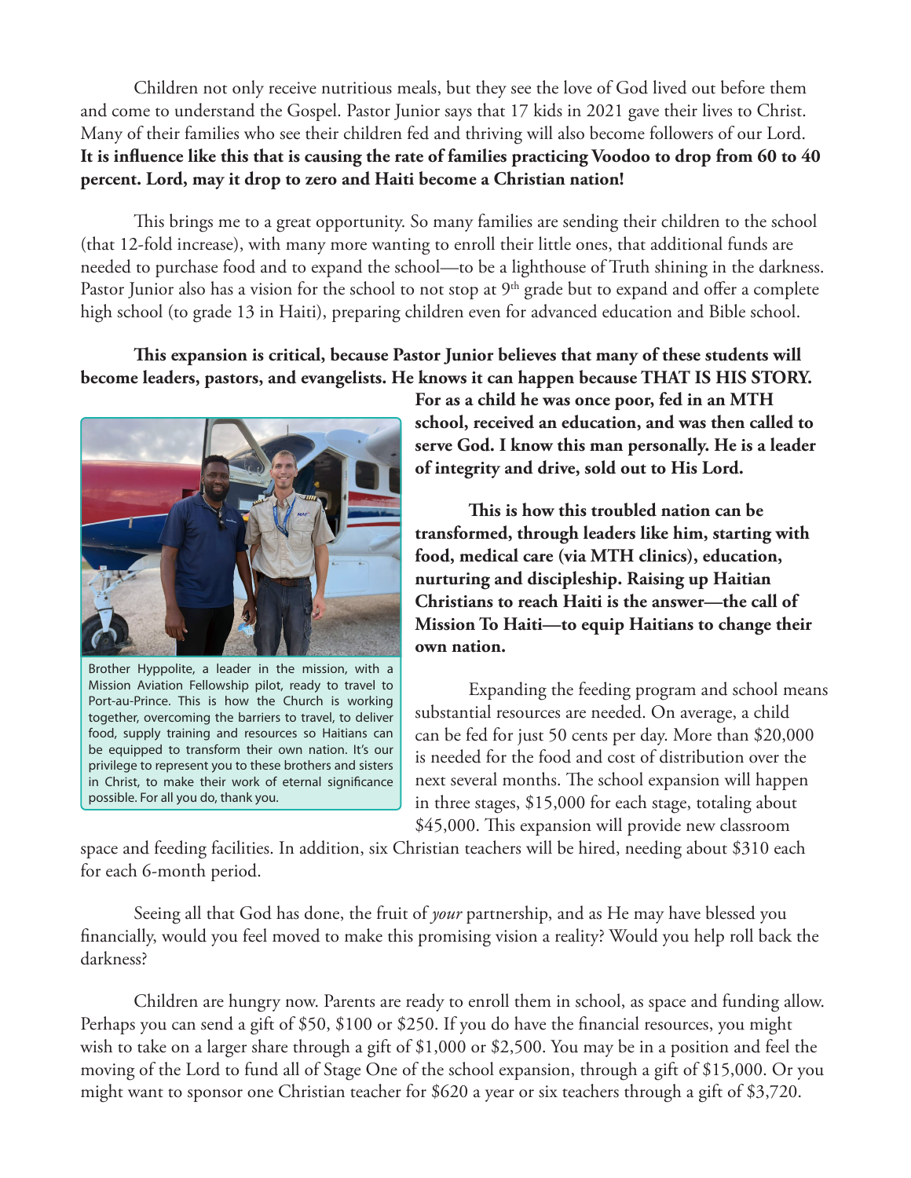Children not only receive nutritious meals, but they see the love of God lived out before them and come to understand the Gospel. Pastor Junior says that 17 kids in 2021 gave their lives to Christ. Many of their families who see their children fed and thriving will also become followers of our Lord. **It is influence like this that is causing the rate of families practicing Voodoo to drop from 60 to 40 percent. Lord, may it drop to zero and Haiti become a Christian nation!**

This brings me to a great opportunity. So many families are sending their children to the school (that 12-fold increase), with many more wanting to enroll their little ones, that additional funds are needed to purchase food and to expand the school—to be a lighthouse of Truth shining in the darkness. Pastor Junior also has a vision for the school to not stop at 9th grade but to expand and offer a complete high school (to grade 13 in Haiti), preparing children even for advanced education and Bible school.

**This expansion is critical, because Pastor Junior believes that many of these students will become leaders, pastors, and evangelists. He knows it can happen because THAT IS HIS STORY. For as a child he was once poor, fed in an MTH school, received an education, and was then called to serve God. I know this man personally. He is a leader of integrity and drive, sold out to His Lord.**

Brother Hyppolite, a leader in the mission, with a Mission Aviation Fellowship pilot, ready to travel to Port-au-Prince. This is how the Church is working together, overcoming the barriers to travel, to deliver food, supply training and resources so Haitians can be equipped to transform their own nation. It's our privilege to represent you to these brothers and sisters in Christ, to make their work of eternal significance possible. For all you do, thank you.

**This is how this troubled nation can be transformed, through leaders like him, starting with food, medical care (via MTH clinics), education, nurturing and discipleship. Raising up Haitian Christians to reach Haiti is the answer—the call of Mission To Haiti—to equip Haitians to change their own nation.**

Expanding the feeding program and school means substantial resources are needed. On average, a child can be fed for just 50 cents per day. More than $20,000 is needed for the food and cost of distribution over the next several months. The school expansion will happen in three stages, $15,000 for each stage, totaling about $45,000. This expansion will provide new classroom space and feeding facilities. In addition, six Christian teachers will be hired, needing about $310 each for each 6-month period.

Seeing all that God has done, the fruit of *your* partnership, and as He may have blessed you financially, would you feel moved to make this promising vision a reality? Would you help roll back the darkness?

Children are hungry now. Parents are ready to enroll them in school, as space and funding allow. Perhaps you can send a gift of $50, $100 or $250. If you do have the financial resources, you might wish to take on a larger share through a gift of $1,000 or $2,500. You may be in a position and feel the moving of the Lord to fund all of Stage One of the school expansion, through a gift of $15,000. Or you might want to sponsor one Christian teacher for $620 a year or six teachers through a gift of $3,720.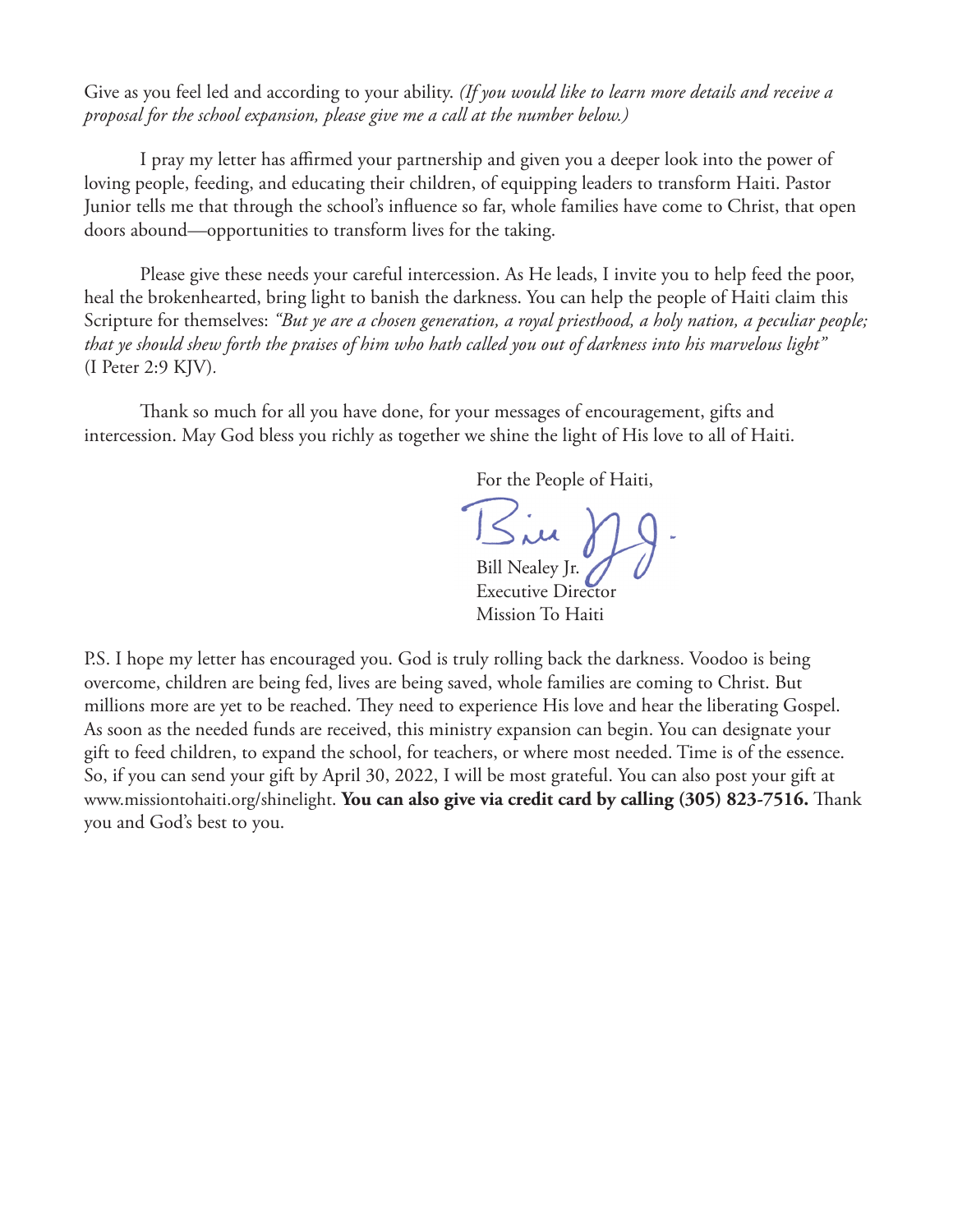Give as you feel led and according to your ability. *(If you would like to learn more details and receive a proposal for the school expansion, please give me a call at the number below.)*

I pray my letter has affirmed your partnership and given you a deeper look into the power of loving people, feeding, and educating their children, of equipping leaders to transform Haiti. Pastor Junior tells me that through the school's influence so far, whole families have come to Christ, that open doors abound—opportunities to transform lives for the taking.

Please give these needs your careful intercession. As He leads, I invite you to help feed the poor, heal the brokenhearted, bring light to banish the darkness. You can help the people of Haiti claim this Scripture for themselves: *"But ye are a chosen generation, a royal priesthood, a holy nation, a peculiar people; that ye should shew forth the praises of him who hath called you out of darkness into his marvelous light"* (I Peter 2:9 KJV).

Thank so much for all you have done, for your messages of encouragement, gifts and intercession. May God bless you richly as together we shine the light of His love to all of Haiti.

For the People of Haiti,

Bill Nealey Jr.
Executive Director
Mission To Haiti

P.S. I hope my letter has encouraged you. God is truly rolling back the darkness. Voodoo is being overcome, children are being fed, lives are being saved, whole families are coming to Christ. But millions more are yet to be reached. They need to experience His love and hear the liberating Gospel. As soon as the needed funds are received, this ministry expansion can begin. You can designate your gift to feed children, to expand the school, for teachers, or where most needed. Time is of the essence. So, if you can send your gift by April 30, 2022, I will be most grateful. You can also post your gift at www.missiontohaiti.org/shinelight. **You can also give via credit card by calling (305) 823-7516.** Thank you and God's best to you.